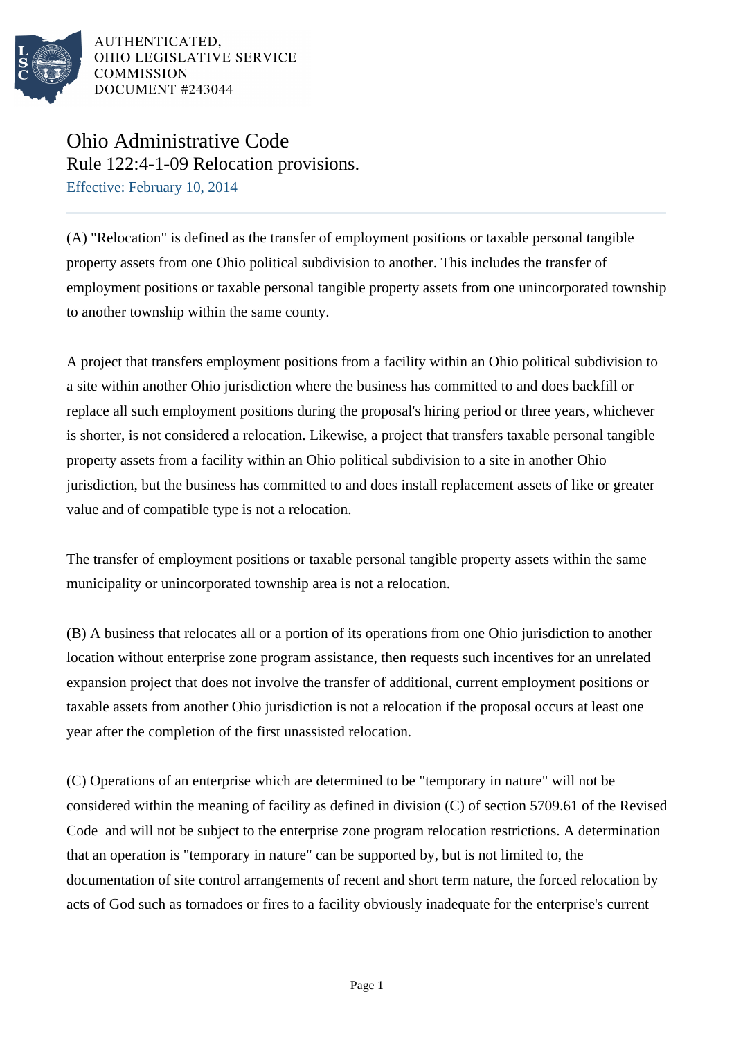AUTHENTICATED,
OHIO LEGISLATIVE SERVICE
COMMISSION
DOCUMENT #243044

# Ohio Administrative Code

## Rule 122:4-1-09 Relocation provisions.

Effective: February 10, 2014

(A) "Relocation" is defined as the transfer of employment positions or taxable personal tangible property assets from one Ohio political subdivision to another. This includes the transfer of employment positions or taxable personal tangible property assets from one unincorporated township to another township within the same county.

A project that transfers employment positions from a facility within an Ohio political subdivision to a site within another Ohio jurisdiction where the business has committed to and does backfill or replace all such employment positions during the proposal's hiring period or three years, whichever is shorter, is not considered a relocation. Likewise, a project that transfers taxable personal tangible property assets from a facility within an Ohio political subdivision to a site in another Ohio jurisdiction, but the business has committed to and does install replacement assets of like or greater value and of compatible type is not a relocation.

The transfer of employment positions or taxable personal tangible property assets within the same municipality or unincorporated township area is not a relocation.

(B) A business that relocates all or a portion of its operations from one Ohio jurisdiction to another location without enterprise zone program assistance, then requests such incentives for an unrelated expansion project that does not involve the transfer of additional, current employment positions or taxable assets from another Ohio jurisdiction is not a relocation if the proposal occurs at least one year after the completion of the first unassisted relocation.

(C) Operations of an enterprise which are determined to be "temporary in nature" will not be considered within the meaning of facility as defined in division (C) of section 5709.61 of the Revised Code and will not be subject to the enterprise zone program relocation restrictions. A determination that an operation is "temporary in nature" can be supported by, but is not limited to, the documentation of site control arrangements of recent and short term nature, the forced relocation by acts of God such as tornadoes or fires to a facility obviously inadequate for the enterprise's current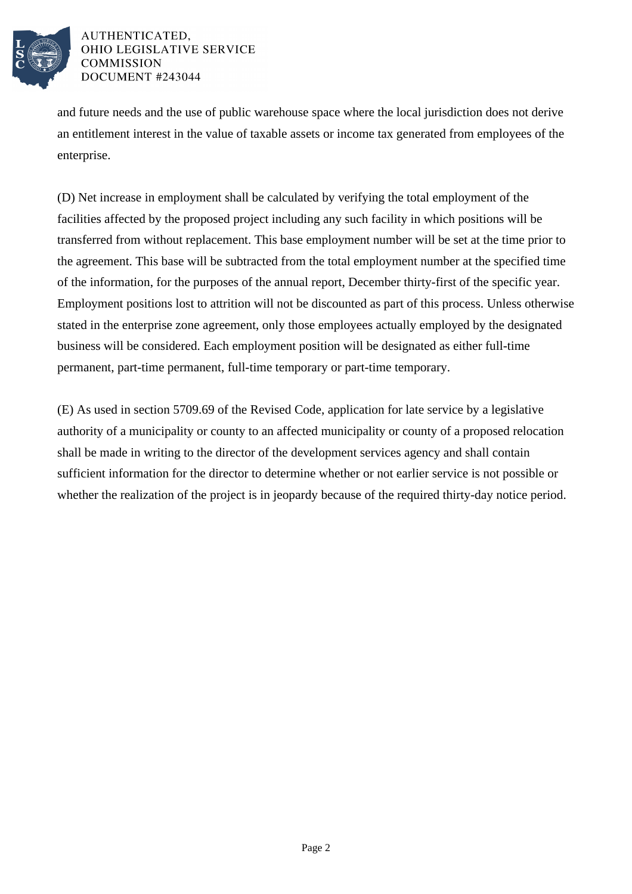and future needs and the use of public warehouse space where the local jurisdiction does not derive an entitlement interest in the value of taxable assets or income tax generated from employees of the enterprise.

(D) Net increase in employment shall be calculated by verifying the total employment of the facilities affected by the proposed project including any such facility in which positions will be transferred from without replacement. This base employment number will be set at the time prior to the agreement. This base will be subtracted from the total employment number at the specified time of the information, for the purposes of the annual report, December thirty-first of the specific year. Employment positions lost to attrition will not be discounted as part of this process. Unless otherwise stated in the enterprise zone agreement, only those employees actually employed by the designated business will be considered. Each employment position will be designated as either full-time permanent, part-time permanent, full-time temporary or part-time temporary.

(E) As used in section 5709.69 of the Revised Code, application for late service by a legislative authority of a municipality or county to an affected municipality or county of a proposed relocation shall be made in writing to the director of the development services agency and shall contain sufficient information for the director to determine whether or not earlier service is not possible or whether the realization of the project is in jeopardy because of the required thirty-day notice period.